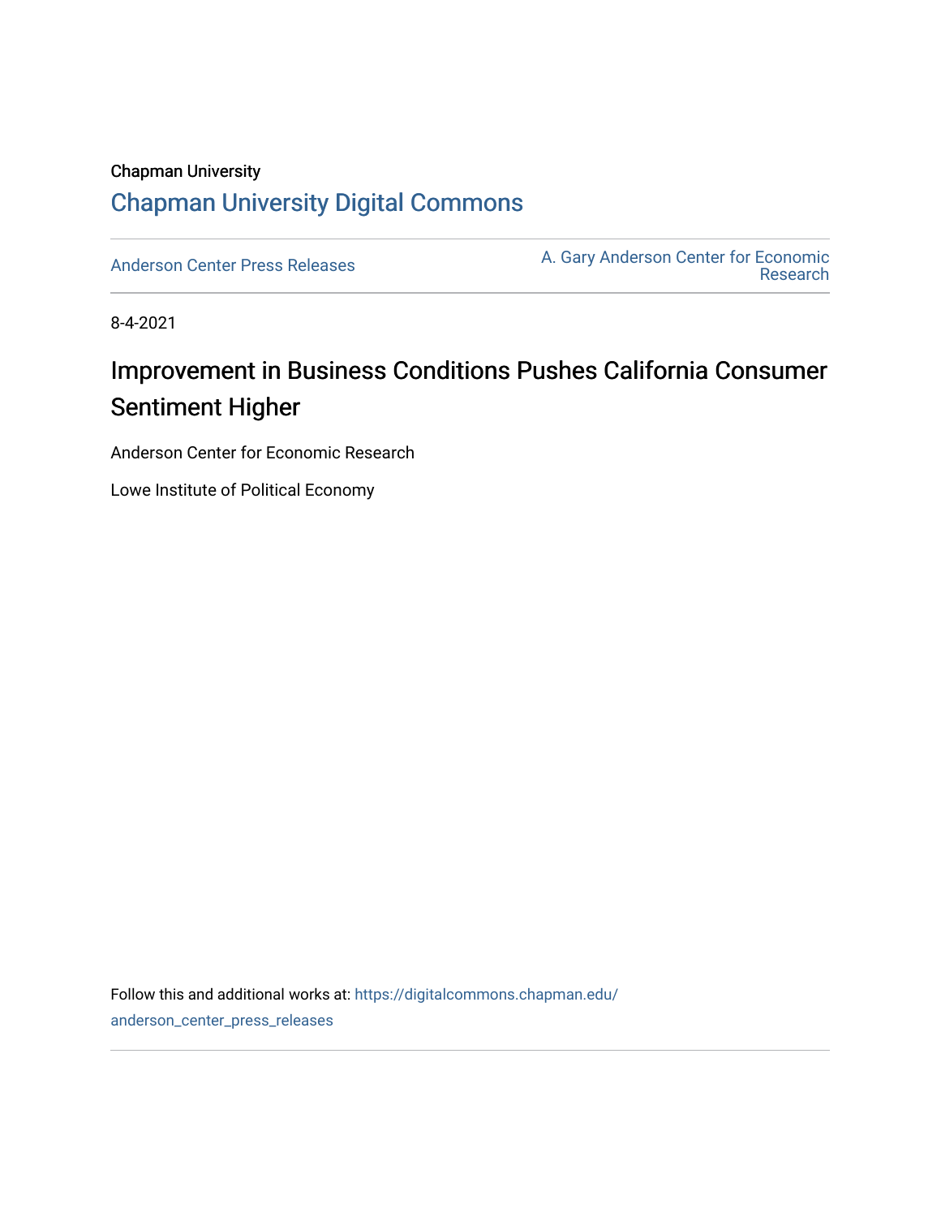Chapman University

# Chapman University Digital Commons

Anderson Center Press Releases

A. Gary Anderson Center for Economic Research

8-4-2021

# Improvement in Business Conditions Pushes California Consumer Sentiment Higher

Anderson Center for Economic Research

Lowe Institute of Political Economy

Follow this and additional works at: https://digitalcommons.chapman.edu/anderson_center_press_releases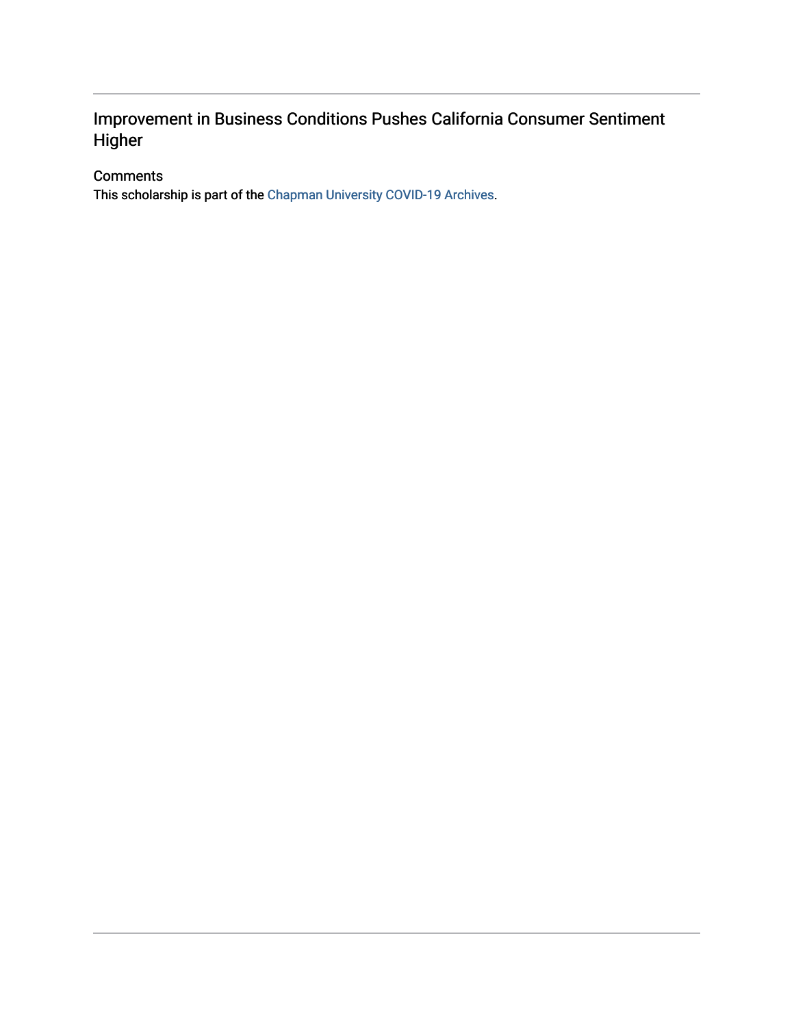# Improvement in Business Conditions Pushes California Consumer Sentiment Higher

## Comments

This scholarship is part of the Chapman University COVID-19 Archives.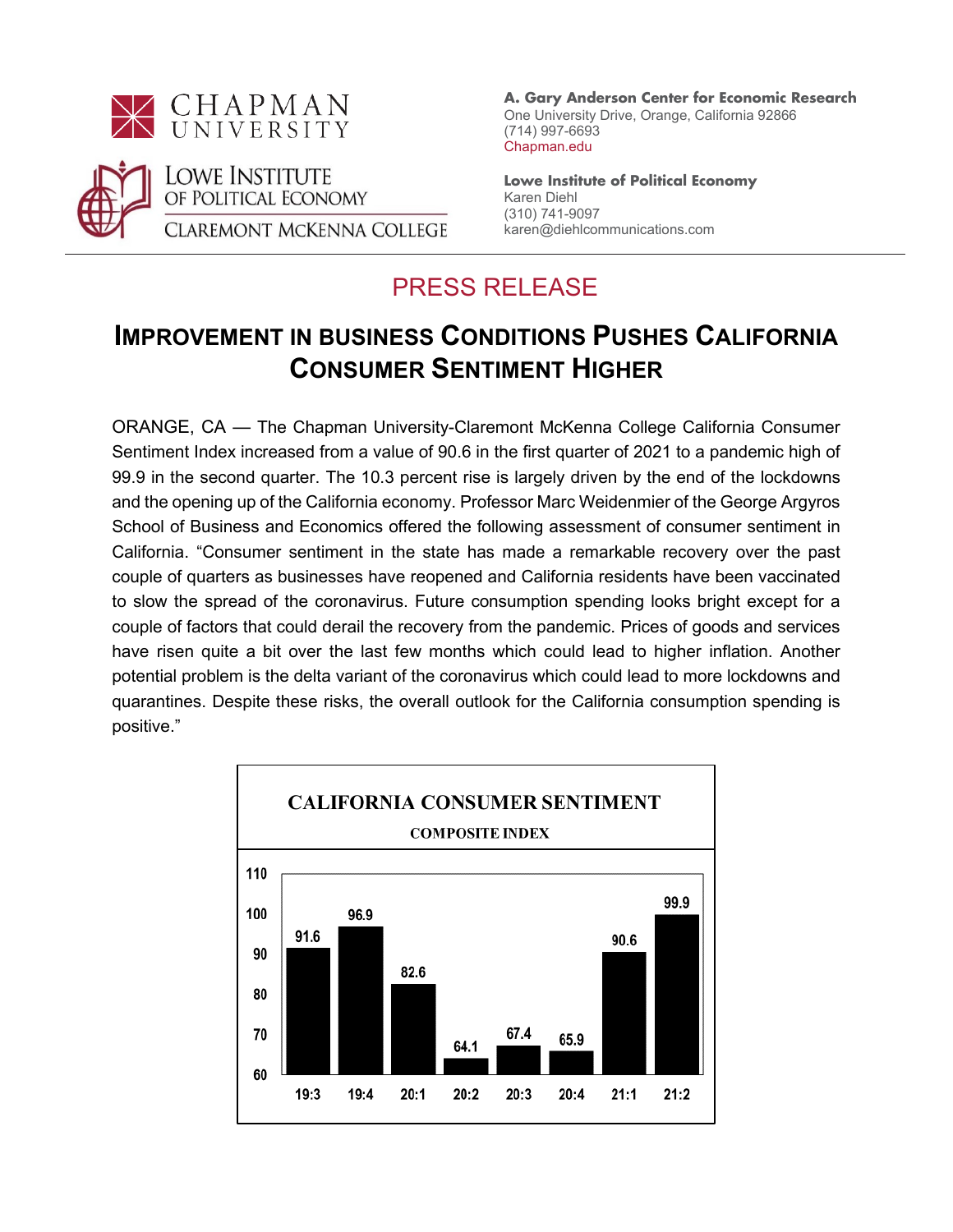CHAPMAN UNIVERSITY

LOWE INSTITUTE OF POLITICAL ECONOMY

CLAREMONT MCKENNA COLLEGE

**A. Gary Anderson Center for Economic Research**
One University Drive, Orange, California 92866
(714) 997-6693
Chapman.edu

**Lowe Institute of Political Economy**
Karen Diehl
(310) 741-9097
karen@diehlcommunications.com

## PRESS RELEASE

# IMPROVEMENT IN BUSINESS CONDITIONS PUSHES CALIFORNIA CONSUMER SENTIMENT HIGHER

ORANGE, CA — The Chapman University-Claremont McKenna College California Consumer Sentiment Index increased from a value of 90.6 in the first quarter of 2021 to a pandemic high of 99.9 in the second quarter. The 10.3 percent rise is largely driven by the end of the lockdowns and the opening up of the California economy. Professor Marc Weidenmier of the George Argyros School of Business and Economics offered the following assessment of consumer sentiment in California. "Consumer sentiment in the state has made a remarkable recovery over the past couple of quarters as businesses have reopened and California residents have been vaccinated to slow the spread of the coronavirus. Future consumption spending looks bright except for a couple of factors that could derail the recovery from the pandemic. Prices of goods and services have risen quite a bit over the last few months which could lead to higher inflation. Another potential problem is the delta variant of the coronavirus which could lead to more lockdowns and quarantines. Despite these risks, the overall outlook for the California consumption spending is positive."

**CALIFORNIA CONSUMER SENTIMENT**
**COMPOSITE INDEX**

| Quarter | 19:3 | 19:4 | 20:1 | 20:2 | 20:3 | 20:4 | 21:1 | 21:2 |
|---|---|---|---|---|---|---|---|---|
| Index | 91.6 | 96.9 | 82.6 | 64.1 | 67.4 | 65.9 | 90.6 | 99.9 |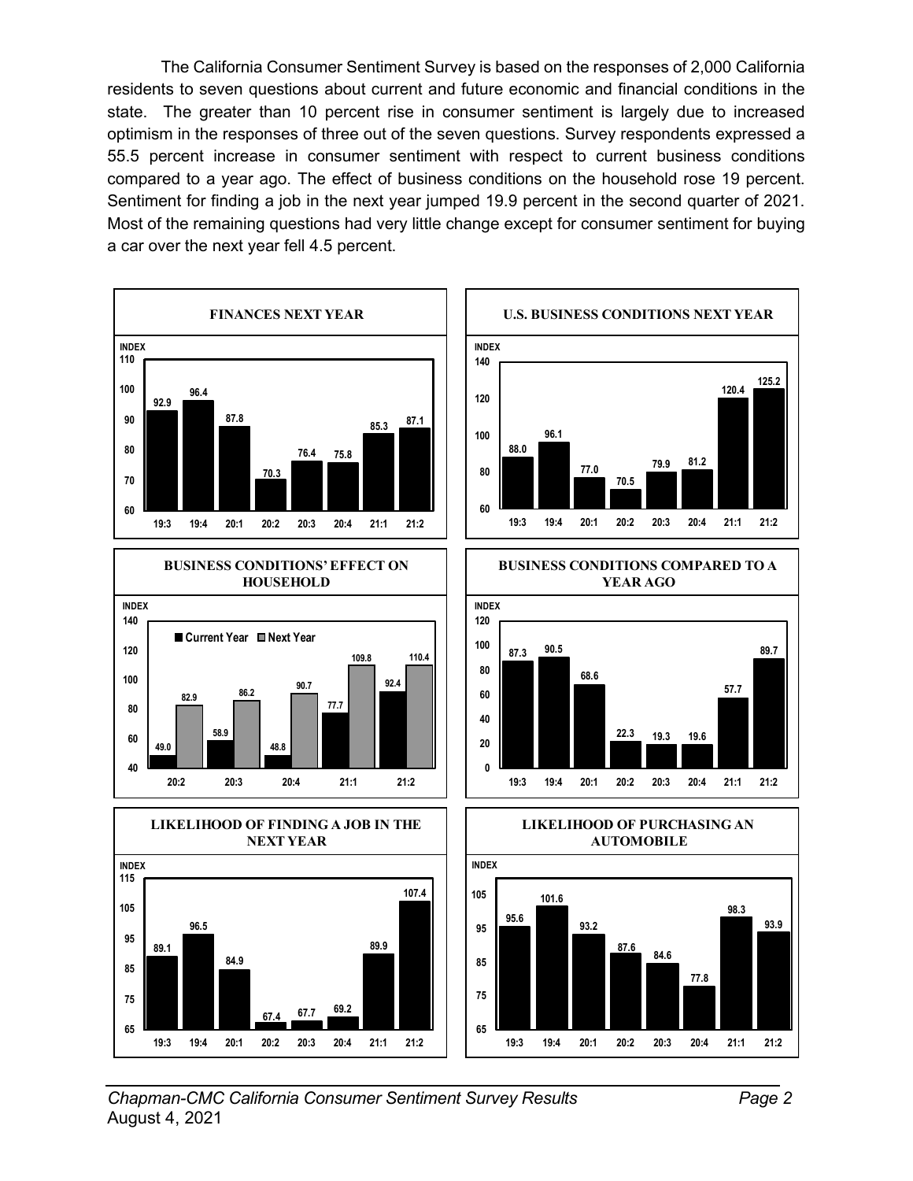The California Consumer Sentiment Survey is based on the responses of 2,000 California residents to seven questions about current and future economic and financial conditions in the state. The greater than 10 percent rise in consumer sentiment is largely due to increased optimism in the responses of three out of the seven questions. Survey respondents expressed a 55.5 percent increase in consumer sentiment with respect to current business conditions compared to a year ago. The effect of business conditions on the household rose 19 percent. Sentiment for finding a job in the next year jumped 19.9 percent in the second quarter of 2021. Most of the remaining questions had very little change except for consumer sentiment for buying a car over the next year fell 4.5 percent.

**FINANCES NEXT YEAR**

| Quarter | 19:3 | 19:4 | 20:1 | 20:2 | 20:3 | 20:4 | 21:1 | 21:2 |
|---|---|---|---|---|---|---|---|---|
| INDEX | 92.9 | 96.4 | 87.8 | 70.3 | 76.4 | 75.8 | 85.3 | 87.1 |

**U.S. BUSINESS CONDITIONS NEXT YEAR**

| Quarter | 19:3 | 19:4 | 20:1 | 20:2 | 20:3 | 20:4 | 21:1 | 21:2 |
|---|---|---|---|---|---|---|---|---|
| INDEX | 88.0 | 96.1 | 77.0 | 70.5 | 79.9 | 81.2 | 120.4 | 125.2 |

**BUSINESS CONDITIONS' EFFECT ON HOUSEHOLD**

| Quarter | 20:2 | 20:3 | 20:4 | 21:1 | 21:2 |
|---|---|---|---|---|---|
| Current Year | 49.0 | 58.9 | 48.8 | 77.7 | 92.4 |
| Next Year | 82.9 | 86.2 | 90.7 | 109.8 | 110.4 |

**BUSINESS CONDITIONS COMPARED TO A YEAR AGO**

| Quarter | 19:3 | 19:4 | 20:1 | 20:2 | 20:3 | 20:4 | 21:1 | 21:2 |
|---|---|---|---|---|---|---|---|---|
| INDEX | 87.3 | 90.5 | 68.6 | 22.3 | 19.3 | 19.6 | 57.7 | 89.7 |

**LIKELIHOOD OF FINDING A JOB IN THE NEXT YEAR**

| Quarter | 19:3 | 19:4 | 20:1 | 20:2 | 20:3 | 20:4 | 21:1 | 21:2 |
|---|---|---|---|---|---|---|---|---|
| INDEX | 89.1 | 96.5 | 84.9 | 67.4 | 67.7 | 69.2 | 89.9 | 107.4 |

**LIKELIHOOD OF PURCHASING AN AUTOMOBILE**

| Quarter | 19:3 | 19:4 | 20:1 | 20:2 | 20:3 | 20:4 | 21:1 | 21:2 |
|---|---|---|---|---|---|---|---|---|
| INDEX | 95.6 | 101.6 | 93.2 | 87.6 | 84.6 | 77.8 | 98.3 | 93.9 |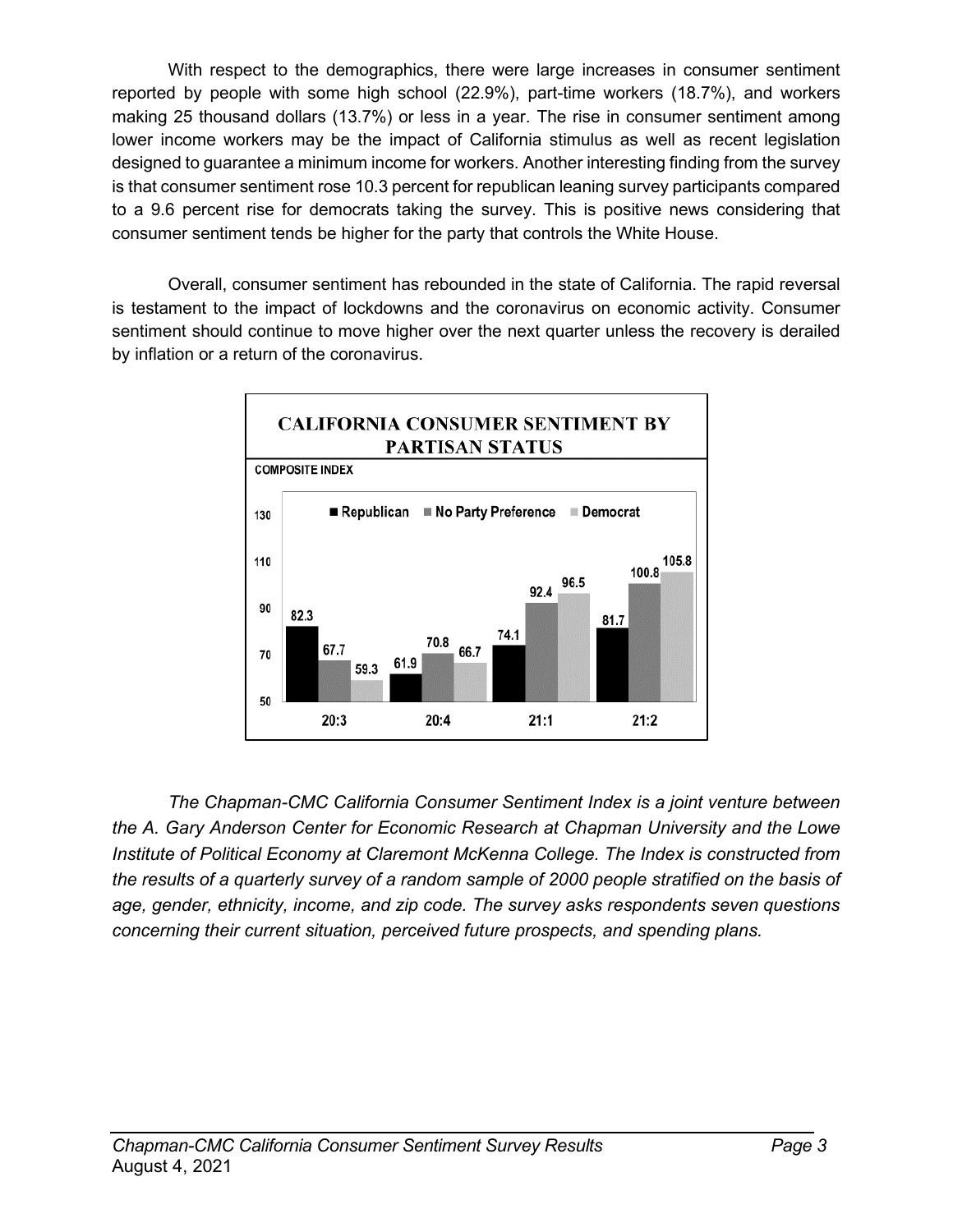With respect to the demographics, there were large increases in consumer sentiment reported by people with some high school (22.9%), part-time workers (18.7%), and workers making 25 thousand dollars (13.7%) or less in a year. The rise in consumer sentiment among lower income workers may be the impact of California stimulus as well as recent legislation designed to guarantee a minimum income for workers. Another interesting finding from the survey is that consumer sentiment rose 10.3 percent for republican leaning survey participants compared to a 9.6 percent rise for democrats taking the survey. This is positive news considering that consumer sentiment tends be higher for the party that controls the White House.

Overall, consumer sentiment has rebounded in the state of California. The rapid reversal is testament to the impact of lockdowns and the coronavirus on economic activity. Consumer sentiment should continue to move higher over the next quarter unless the recovery is derailed by inflation or a return of the coronavirus.

**CALIFORNIA CONSUMER SENTIMENT BY PARTISAN STATUS**

COMPOSITE INDEX

| | Republican | No Party Preference | Democrat |
|---|---|---|---|
| 20:3 | 82.3 | 67.7 | 59.3 |
| 20:4 | 61.9 | 70.8 | 66.7 |
| 21:1 | 74.1 | 92.4 | 96.5 |
| 21:2 | 81.7 | 100.8 | 105.8 |

*The Chapman-CMC California Consumer Sentiment Index is a joint venture between the A. Gary Anderson Center for Economic Research at Chapman University and the Lowe Institute of Political Economy at Claremont McKenna College. The Index is constructed from the results of a quarterly survey of a random sample of 2000 people stratified on the basis of age, gender, ethnicity, income, and zip code. The survey asks respondents seven questions concerning their current situation, perceived future prospects, and spending plans.*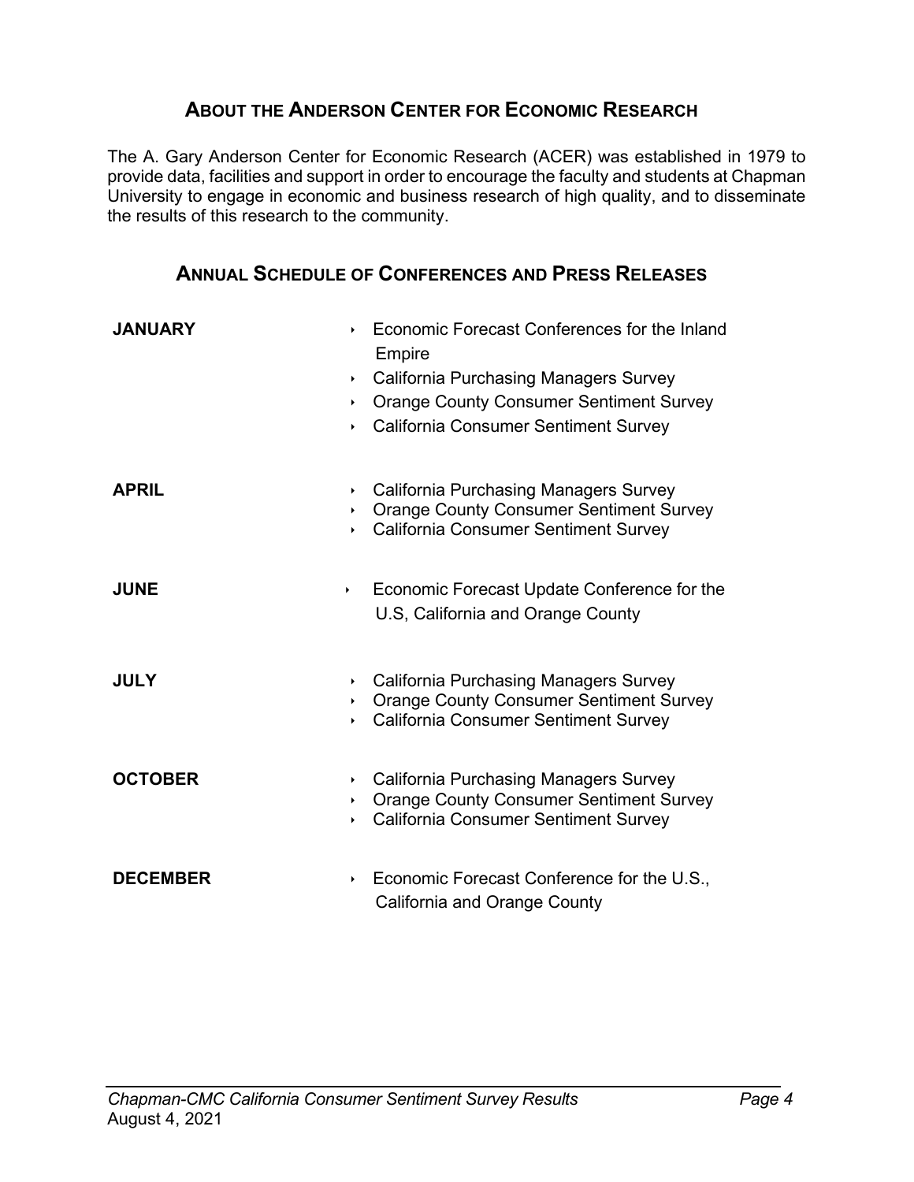## ABOUT THE ANDERSON CENTER FOR ECONOMIC RESEARCH

The A. Gary Anderson Center for Economic Research (ACER) was established in 1979 to provide data, facilities and support in order to encourage the faculty and students at Chapman University to engage in economic and business research of high quality, and to disseminate the results of this research to the community.

## ANNUAL SCHEDULE OF CONFERENCES AND PRESS RELEASES

**JANUARY**

- Economic Forecast Conferences for the Inland Empire
- California Purchasing Managers Survey
- Orange County Consumer Sentiment Survey
- California Consumer Sentiment Survey

**APRIL**

- California Purchasing Managers Survey
- Orange County Consumer Sentiment Survey
- California Consumer Sentiment Survey

**JUNE**

- Economic Forecast Update Conference for the U.S, California and Orange County

**JULY**

- California Purchasing Managers Survey
- Orange County Consumer Sentiment Survey
- California Consumer Sentiment Survey

**OCTOBER**

- California Purchasing Managers Survey
- Orange County Consumer Sentiment Survey
- California Consumer Sentiment Survey

**DECEMBER**

- Economic Forecast Conference for the U.S., California and Orange County